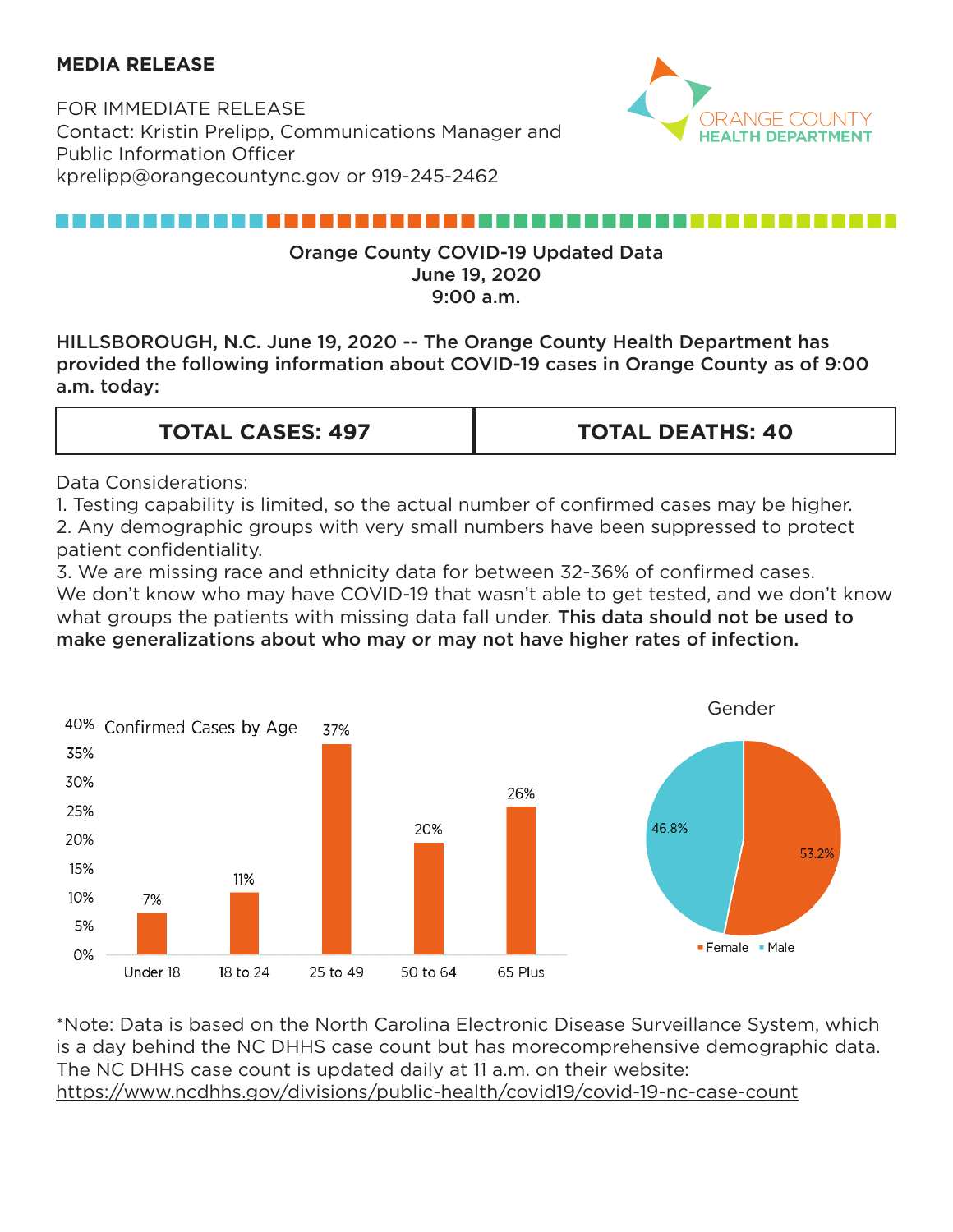**MEDIA RELEASE**

FOR IMMEDIATE RELEASE
Contact: Kristin Prelipp, Communications Manager and Public Information Officer
kprelipp@orangecountync.gov or 919-245-2462

ORANGE COUNTY HEALTH DEPARTMENT

## Orange County COVID-19 Updated Data
## June 19, 2020
## 9:00 a.m.

**HILLSBOROUGH, N.C. June 19, 2020 -- The Orange County Health Department has provided the following information about COVID-19 cases in Orange County as of 9:00 a.m. today:**

| TOTAL CASES: 497 | TOTAL DEATHS: 40 |
|---|---|

Data Considerations:
1. Testing capability is limited, so the actual number of confirmed cases may be higher.
2. Any demographic groups with very small numbers have been suppressed to protect patient confidentiality.
3. We are missing race and ethnicity data for between 32-36% of confirmed cases.

We don't know who may have COVID-19 that wasn't able to get tested, and we don't know what groups the patients with missing data fall under. **This data should not be used to make generalizations about who may or may not have higher rates of infection.**

Confirmed Cases by Age

| Age | Percent |
|---|---|
| Under 18 | 7% |
| 18 to 24 | 11% |
| 25 to 49 | 37% |
| 50 to 64 | 20% |
| 65 Plus | 26% |

Gender

| Gender | Percent |
|---|---|
| Female | 53.2% |
| Male | 46.8% |

*Note: Data is based on the North Carolina Electronic Disease Surveillance System, which is a day behind the NC DHHS case count but has morecomprehensive demographic data. The NC DHHS case count is updated daily at 11 a.m. on their website: https://www.ncdhhs.gov/divisions/public-health/covid19/covid-19-nc-case-count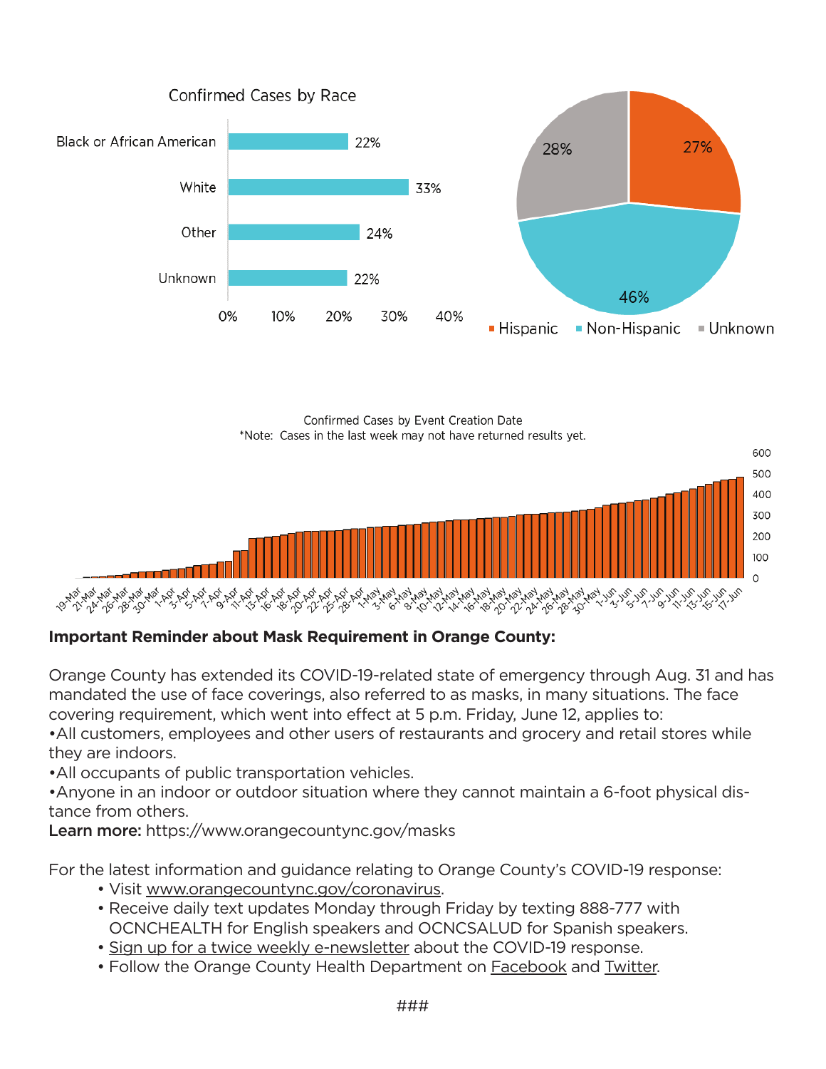Confirmed Cases by Race

| Race | Percent |
| --- | --- |
| Black or African American | 22% |
| White | 33% |
| Other | 24% |
| Unknown | 22% |

| Ethnicity | Percent |
| --- | --- |
| Hispanic | 27% |
| Non-Hispanic | 46% |
| Unknown | 28% |

Confirmed Cases by Event Creation Date

*Note: Cases in the last week may not have returned results yet.

**Important Reminder about Mask Requirement in Orange County:**

Orange County has extended its COVID-19-related state of emergency through Aug. 31 and has mandated the use of face coverings, also referred to as masks, in many situations. The face covering requirement, which went into effect at 5 p.m. Friday, June 12, applies to:

- All customers, employees and other users of restaurants and grocery and retail stores while they are indoors.
- All occupants of public transportation vehicles.
- Anyone in an indoor or outdoor situation where they cannot maintain a 6-foot physical distance from others.

**Learn more:** https://www.orangecountync.gov/masks

For the latest information and guidance relating to Orange County's COVID-19 response:

- Visit www.orangecountync.gov/coronavirus.
- Receive daily text updates Monday through Friday by texting 888-777 with OCNCHEALTH for English speakers and OCNCSALUD for Spanish speakers.
- Sign up for a twice weekly e-newsletter about the COVID-19 response.
- Follow the Orange County Health Department on Facebook and Twitter.

###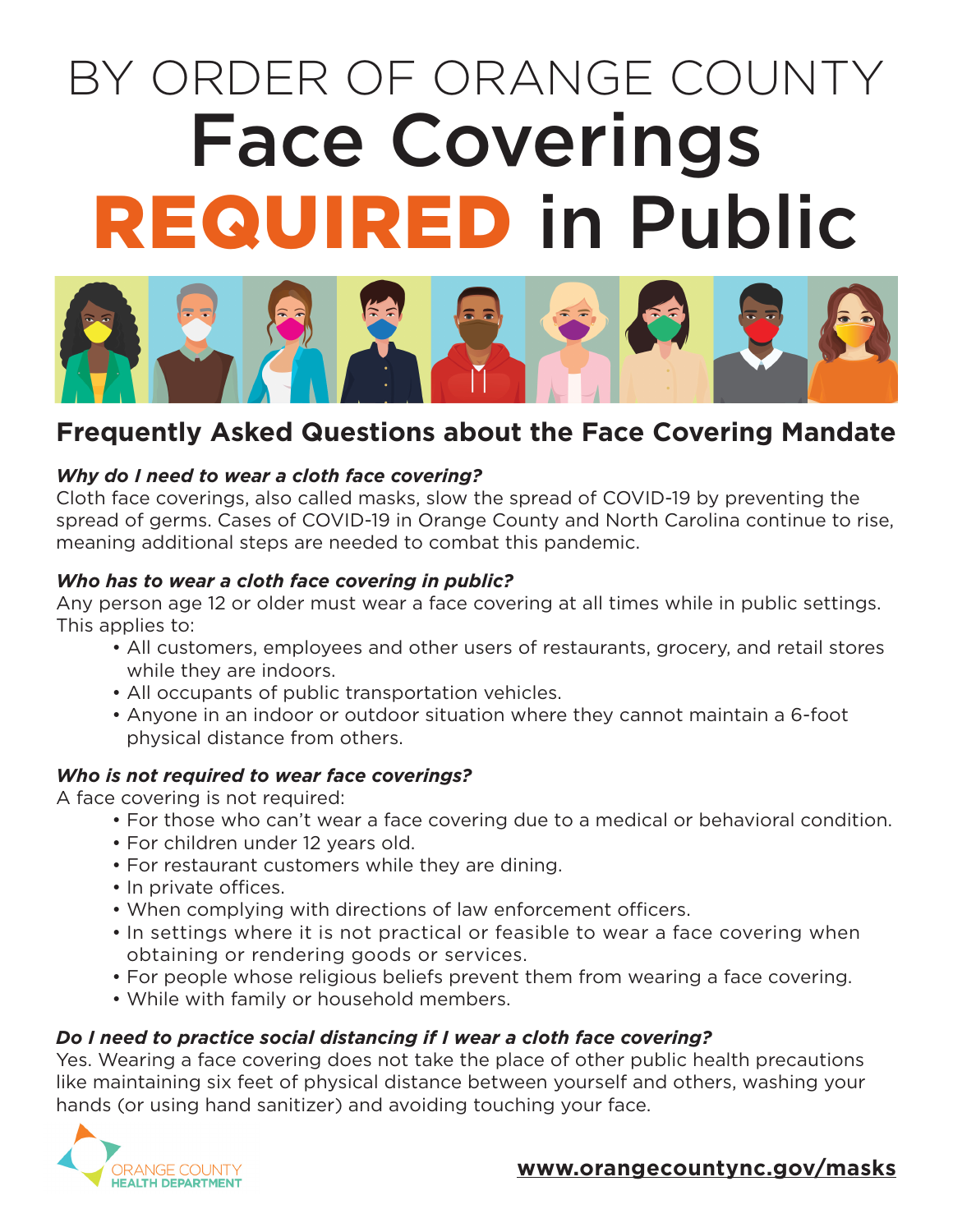# BY ORDER OF ORANGE COUNTY
# Face Coverings **REQUIRED** in Public

## Frequently Asked Questions about the Face Covering Mandate

***Why do I need to wear a cloth face covering?***

Cloth face coverings, also called masks, slow the spread of COVID-19 by preventing the spread of germs. Cases of COVID-19 in Orange County and North Carolina continue to rise, meaning additional steps are needed to combat this pandemic.

***Who has to wear a cloth face covering in public?***

Any person age 12 or older must wear a face covering at all times while in public settings. This applies to:

- All customers, employees and other users of restaurants, grocery, and retail stores while they are indoors.
- All occupants of public transportation vehicles.
- Anyone in an indoor or outdoor situation where they cannot maintain a 6-foot physical distance from others.

***Who is not required to wear face coverings?***

A face covering is not required:

- For those who can't wear a face covering due to a medical or behavioral condition.
- For children under 12 years old.
- For restaurant customers while they are dining.
- In private offices.
- When complying with directions of law enforcement officers.
- In settings where it is not practical or feasible to wear a face covering when obtaining or rendering goods or services.
- For people whose religious beliefs prevent them from wearing a face covering.
- While with family or household members.

***Do I need to practice social distancing if I wear a cloth face covering?***

Yes. Wearing a face covering does not take the place of other public health precautions like maintaining six feet of physical distance between yourself and others, washing your hands (or using hand sanitizer) and avoiding touching your face.

ORANGE COUNTY HEALTH DEPARTMENT

**www.orangecountync.gov/masks**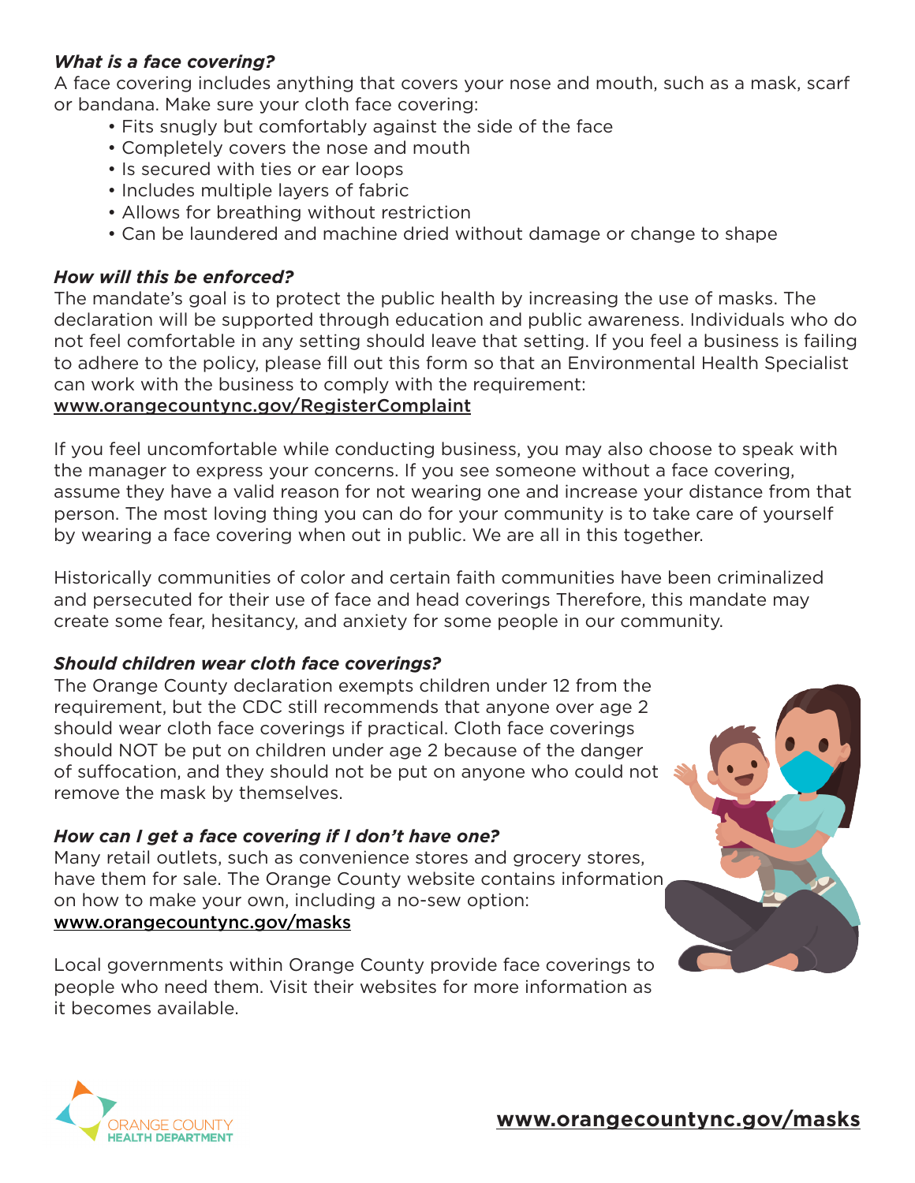### *What is a face covering?*

A face covering includes anything that covers your nose and mouth, such as a mask, scarf or bandana. Make sure your cloth face covering:

- Fits snugly but comfortably against the side of the face
- Completely covers the nose and mouth
- Is secured with ties or ear loops
- Includes multiple layers of fabric
- Allows for breathing without restriction
- Can be laundered and machine dried without damage or change to shape

### *How will this be enforced?*

The mandate's goal is to protect the public health by increasing the use of masks. The declaration will be supported through education and public awareness. Individuals who do not feel comfortable in any setting should leave that setting. If you feel a business is failing to adhere to the policy, please fill out this form so that an Environmental Health Specialist can work with the business to comply with the requirement:
www.orangecountync.gov/RegisterComplaint

If you feel uncomfortable while conducting business, you may also choose to speak with the manager to express your concerns. If you see someone without a face covering, assume they have a valid reason for not wearing one and increase your distance from that person. The most loving thing you can do for your community is to take care of yourself by wearing a face covering when out in public. We are all in this together.

Historically communities of color and certain faith communities have been criminalized and persecuted for their use of face and head coverings Therefore, this mandate may create some fear, hesitancy, and anxiety for some people in our community.

### *Should children wear cloth face coverings?*

The Orange County declaration exempts children under 12 from the requirement, but the CDC still recommends that anyone over age 2 should wear cloth face coverings if practical. Cloth face coverings should NOT be put on children under age 2 because of the danger of suffocation, and they should not be put on anyone who could not remove the mask by themselves.

### *How can I get a face covering if I don't have one?*

Many retail outlets, such as convenience stores and grocery stores, have them for sale. The Orange County website contains information on how to make your own, including a no-sew option:
www.orangecountync.gov/masks

Local governments within Orange County provide face coverings to people who need them. Visit their websites for more information as it becomes available.

ORANGE COUNTY HEALTH DEPARTMENT

**www.orangecountync.gov/masks**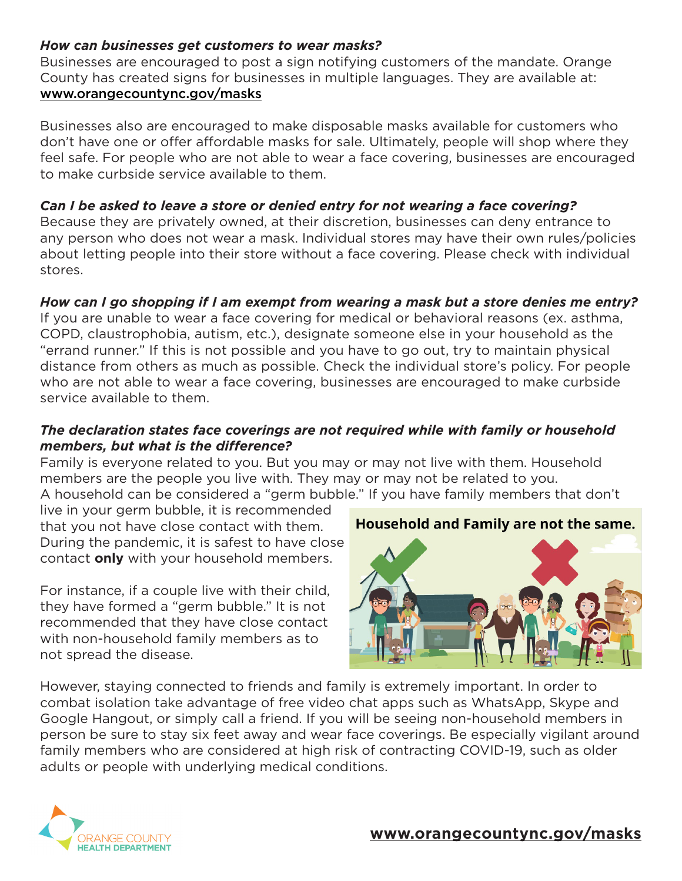***How can businesses get customers to wear masks?***

Businesses are encouraged to post a sign notifying customers of the mandate. Orange County has created signs for businesses in multiple languages. They are available at: www.orangecountync.gov/masks

Businesses also are encouraged to make disposable masks available for customers who don't have one or offer affordable masks for sale. Ultimately, people will shop where they feel safe. For people who are not able to wear a face covering, businesses are encouraged to make curbside service available to them.

***Can I be asked to leave a store or denied entry for not wearing a face covering?***

Because they are privately owned, at their discretion, businesses can deny entrance to any person who does not wear a mask. Individual stores may have their own rules/policies about letting people into their store without a face covering. Please check with individual stores.

***How can I go shopping if I am exempt from wearing a mask but a store denies me entry?***

If you are unable to wear a face covering for medical or behavioral reasons (ex. asthma, COPD, claustrophobia, autism, etc.), designate someone else in your household as the "errand runner." If this is not possible and you have to go out, try to maintain physical distance from others as much as possible. Check the individual store's policy. For people who are not able to wear a face covering, businesses are encouraged to make curbside service available to them.

***The declaration states face coverings are not required while with family or household members, but what is the difference?***

Family is everyone related to you. But you may or may not live with them. Household members are the people you live with. They may or may not be related to you.
A household can be considered a "germ bubble." If you have family members that don't live in your germ bubble, it is recommended that you not have close contact with them. During the pandemic, it is safest to have close contact **only** with your household members.

For instance, if a couple live with their child, they have formed a "germ bubble." It is not recommended that they have close contact with non-household family members as to not spread the disease.

**Household and Family are not the same.**

However, staying connected to friends and family is extremely important. In order to combat isolation take advantage of free video chat apps such as WhatsApp, Skype and Google Hangout, or simply call a friend. If you will be seeing non-household members in person be sure to stay six feet away and wear face coverings. Be especially vigilant around family members who are considered at high risk of contracting COVID-19, such as older adults or people with underlying medical conditions.

ORANGE COUNTY HEALTH DEPARTMENT

**www.orangecountync.gov/masks**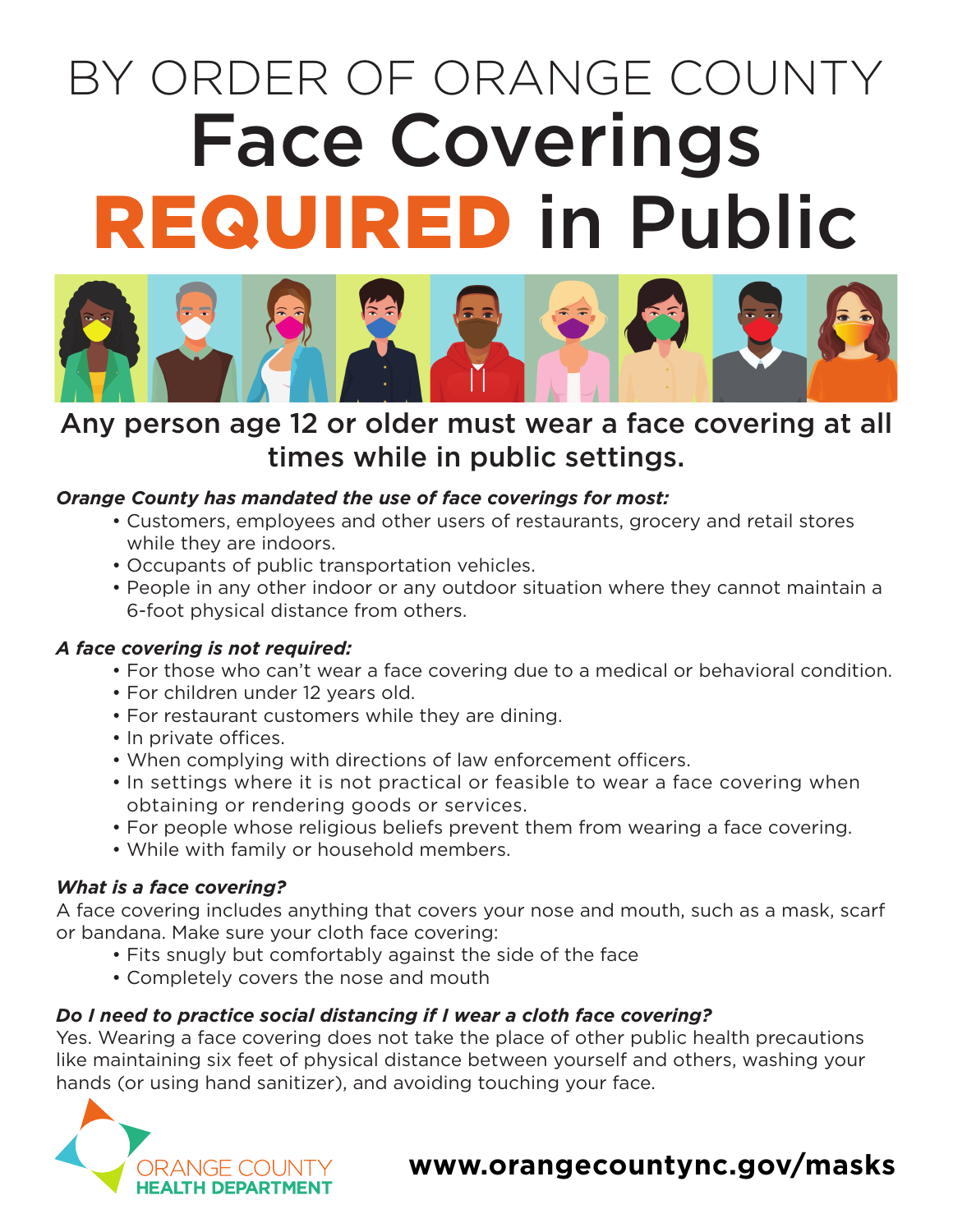# BY ORDER OF ORANGE COUNTY Face Coverings REQUIRED in Public

**Any person age 12 or older must wear a face covering at all times while in public settings.**

***Orange County has mandated the use of face coverings for most:***

- Customers, employees and other users of restaurants, grocery and retail stores while they are indoors.
- Occupants of public transportation vehicles.
- People in any other indoor or any outdoor situation where they cannot maintain a 6-foot physical distance from others.

***A face covering is not required:***

- For those who can't wear a face covering due to a medical or behavioral condition.
- For children under 12 years old.
- For restaurant customers while they are dining.
- In private offices.
- When complying with directions of law enforcement officers.
- In settings where it is not practical or feasible to wear a face covering when obtaining or rendering goods or services.
- For people whose religious beliefs prevent them from wearing a face covering.
- While with family or household members.

***What is a face covering?***

A face covering includes anything that covers your nose and mouth, such as a mask, scarf or bandana. Make sure your cloth face covering:

- Fits snugly but comfortably against the side of the face
- Completely covers the nose and mouth

***Do I need to practice social distancing if I wear a cloth face covering?***

Yes. Wearing a face covering does not take the place of other public health precautions like maintaining six feet of physical distance between yourself and others, washing your hands (or using hand sanitizer), and avoiding touching your face.

ORANGE COUNTY HEALTH DEPARTMENT

**www.orangecountync.gov/masks**